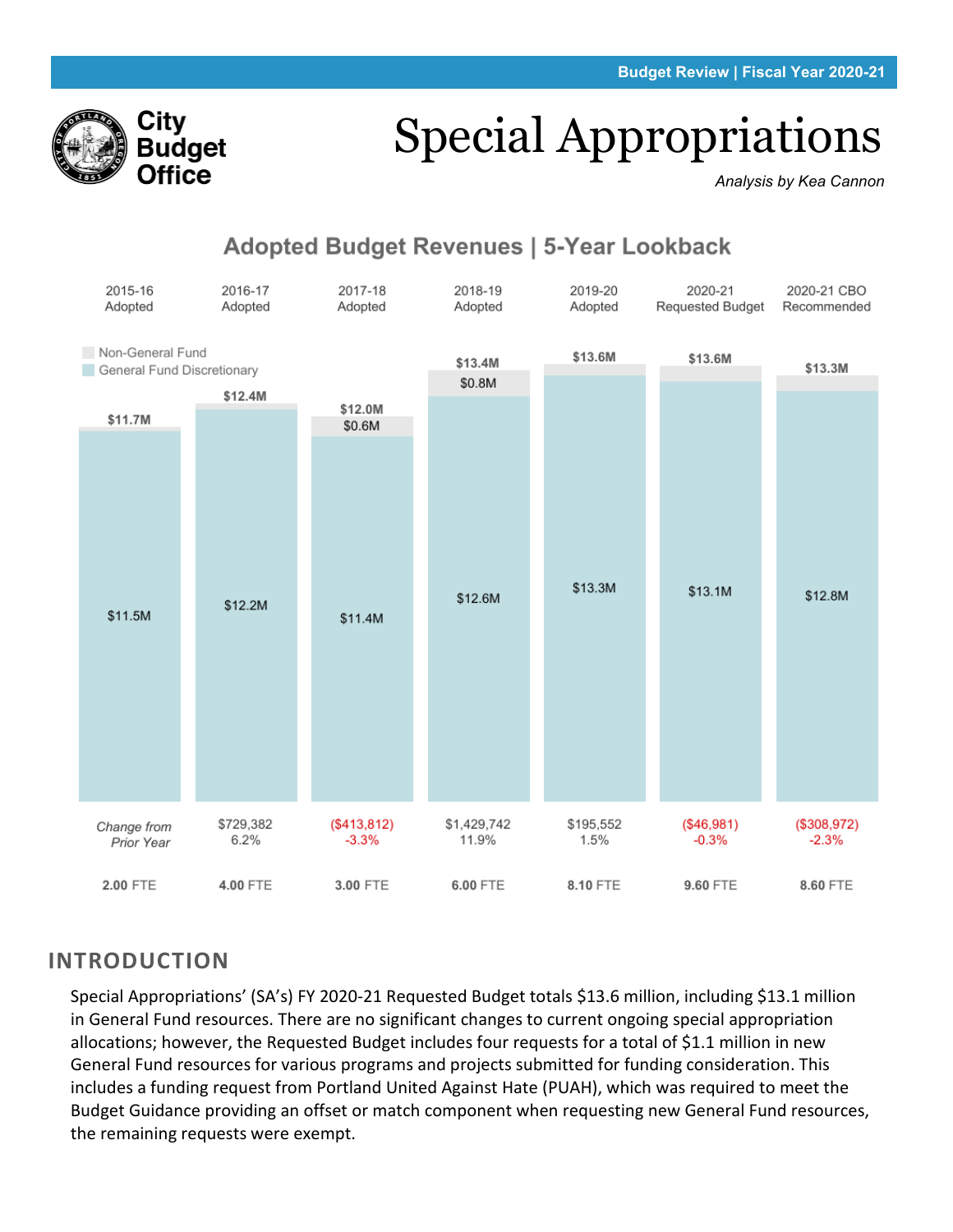# Special Appropriations

*Analysis by Kea Cannon*

## Adopted Budget Revenues | 5-Year Lookback

| | 2015-16 Adopted | 2016-17 Adopted | 2017-18 Adopted | 2018-19 Adopted | 2019-20 Adopted | 2020-21 Requested Budget | 2020-21 CBO Recommended |
|---|---|---|---|---|---|---|---|
| Total | $11.7M | $12.4M | $12.0M | $13.4M | $13.6M | $13.6M | $13.3M |
| Non-General Fund | | | $0.6M | $0.8M | | | |
| General Fund Discretionary | $11.5M | $12.2M | $11.4M | $12.6M | $13.3M | $13.1M | $12.8M |
| *Change from Prior Year* | $729,382<br>6.2% | | ($413,812)<br>-3.3% | $1,429,742<br>11.9% | $195,552<br>1.5% | ($46,981)<br>-0.3% | ($308,972)<br>-2.3% |
| FTE | 2.00 FTE | 4.00 FTE | 3.00 FTE | 6.00 FTE | 8.10 FTE | 9.60 FTE | 8.60 FTE |

## INTRODUCTION

Special Appropriations' (SA's) FY 2020-21 Requested Budget totals $13.6 million, including $13.1 million in General Fund resources. There are no significant changes to current ongoing special appropriation allocations; however, the Requested Budget includes four requests for a total of $1.1 million in new General Fund resources for various programs and projects submitted for funding consideration. This includes a funding request from Portland United Against Hate (PUAH), which was required to meet the Budget Guidance providing an offset or match component when requesting new General Fund resources, the remaining requests were exempt.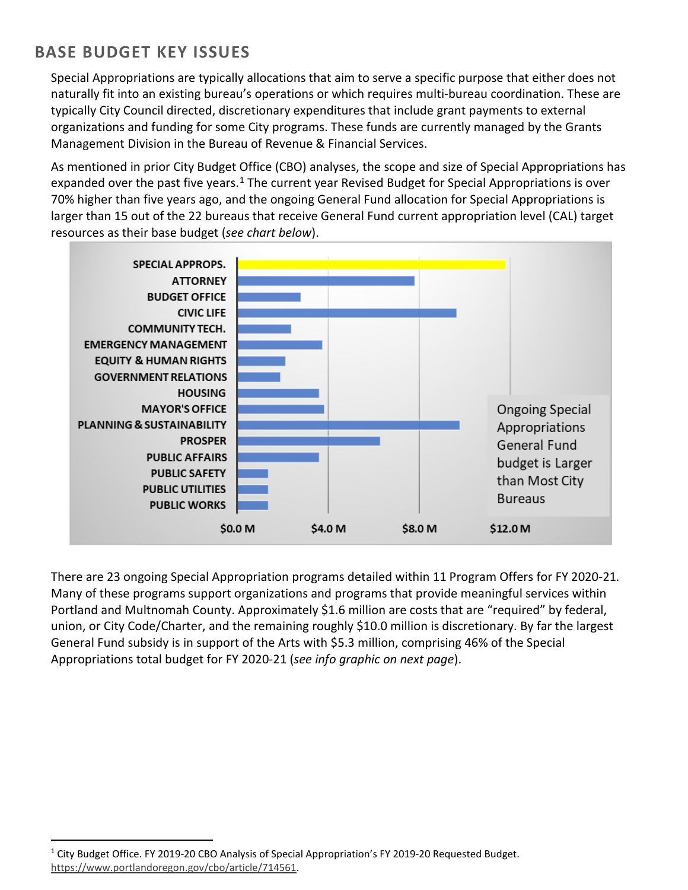## BASE BUDGET KEY ISSUES

Special Appropriations are typically allocations that aim to serve a specific purpose that either does not naturally fit into an existing bureau's operations or which requires multi-bureau coordination. These are typically City Council directed, discretionary expenditures that include grant payments to external organizations and funding for some City programs. These funds are currently managed by the Grants Management Division in the Bureau of Revenue & Financial Services.

As mentioned in prior City Budget Office (CBO) analyses, the scope and size of Special Appropriations has expanded over the past five years.[1] The current year Revised Budget for Special Appropriations is over 70% higher than five years ago, and the ongoing General Fund allocation for Special Appropriations is larger than 15 out of the 22 bureaus that receive General Fund current appropriation level (CAL) target resources as their base budget (*see chart below*).

SPECIAL APPROPS.
ATTORNEY
BUDGET OFFICE
CIVIC LIFE
COMMUNITY TECH.
EMERGENCY MANAGEMENT
EQUITY & HUMAN RIGHTS
GOVERNMENT RELATIONS
HOUSING
MAYOR'S OFFICE
PLANNING & SUSTAINABILITY
PROSPER
PUBLIC AFFAIRS
PUBLIC SAFETY
PUBLIC UTILITIES
PUBLIC WORKS

$0.0 M $4.0 M $8.0 M $12.0 M

Ongoing Special Appropriations General Fund budget is Larger than Most City Bureaus

There are 23 ongoing Special Appropriation programs detailed within 11 Program Offers for FY 2020-21. Many of these programs support organizations and programs that provide meaningful services within Portland and Multnomah County. Approximately $1.6 million are costs that are "required" by federal, union, or City Code/Charter, and the remaining roughly $10.0 million is discretionary. By far the largest General Fund subsidy is in support of the Arts with $5.3 million, comprising 46% of the Special Appropriations total budget for FY 2020-21 (*see info graphic on next page*).

[1] City Budget Office. FY 2019-20 CBO Analysis of Special Appropriation's FY 2019-20 Requested Budget. https://www.portlandoregon.gov/cbo/article/714561.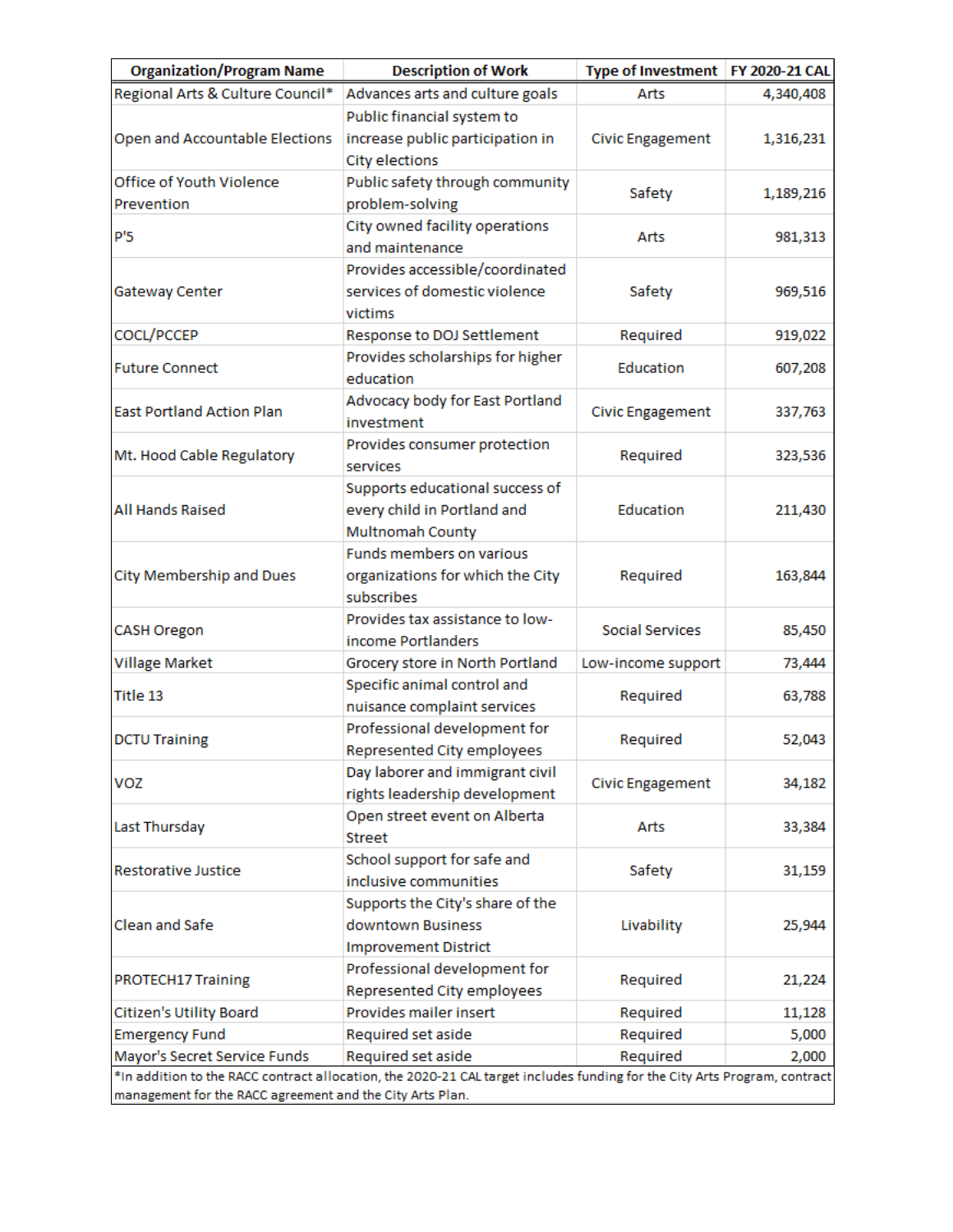| Organization/Program Name | Description of Work | Type of Investment | FY 2020-21 CAL |
|---|---|---|---|
| Regional Arts & Culture Council* | Advances arts and culture goals | Arts | 4,340,408 |
| Open and Accountable Elections | Public financial system to increase public participation in City elections | Civic Engagement | 1,316,231 |
| Office of Youth Violence Prevention | Public safety through community problem-solving | Safety | 1,189,216 |
| P'5 | City owned facility operations and maintenance | Arts | 981,313 |
| Gateway Center | Provides accessible/coordinated services of domestic violence victims | Safety | 969,516 |
| COCL/PCCEP | Response to DOJ Settlement | Required | 919,022 |
| Future Connect | Provides scholarships for higher education | Education | 607,208 |
| East Portland Action Plan | Advocacy body for East Portland investment | Civic Engagement | 337,763 |
| Mt. Hood Cable Regulatory | Provides consumer protection services | Required | 323,536 |
| All Hands Raised | Supports educational success of every child in Portland and Multnomah County | Education | 211,430 |
| City Membership and Dues | Funds members on various organizations for which the City subscribes | Required | 163,844 |
| CASH Oregon | Provides tax assistance to low-income Portlanders | Social Services | 85,450 |
| Village Market | Grocery store in North Portland | Low-income support | 73,444 |
| Title 13 | Specific animal control and nuisance complaint services | Required | 63,788 |
| DCTU Training | Professional development for Represented City employees | Required | 52,043 |
| VOZ | Day laborer and immigrant civil rights leadership development | Civic Engagement | 34,182 |
| Last Thursday | Open street event on Alberta Street | Arts | 33,384 |
| Restorative Justice | School support for safe and inclusive communities | Safety | 31,159 |
| Clean and Safe | Supports the City's share of the downtown Business Improvement District | Livability | 25,944 |
| PROTECH17 Training | Professional development for Represented City employees | Required | 21,224 |
| Citizen's Utility Board | Provides mailer insert | Required | 11,128 |
| Emergency Fund | Required set aside | Required | 5,000 |
| Mayor's Secret Service Funds | Required set aside | Required | 2,000 |

*In addition to the RACC contract allocation, the 2020-21 CAL target includes funding for the City Arts Program, contract management for the RACC agreement and the City Arts Plan.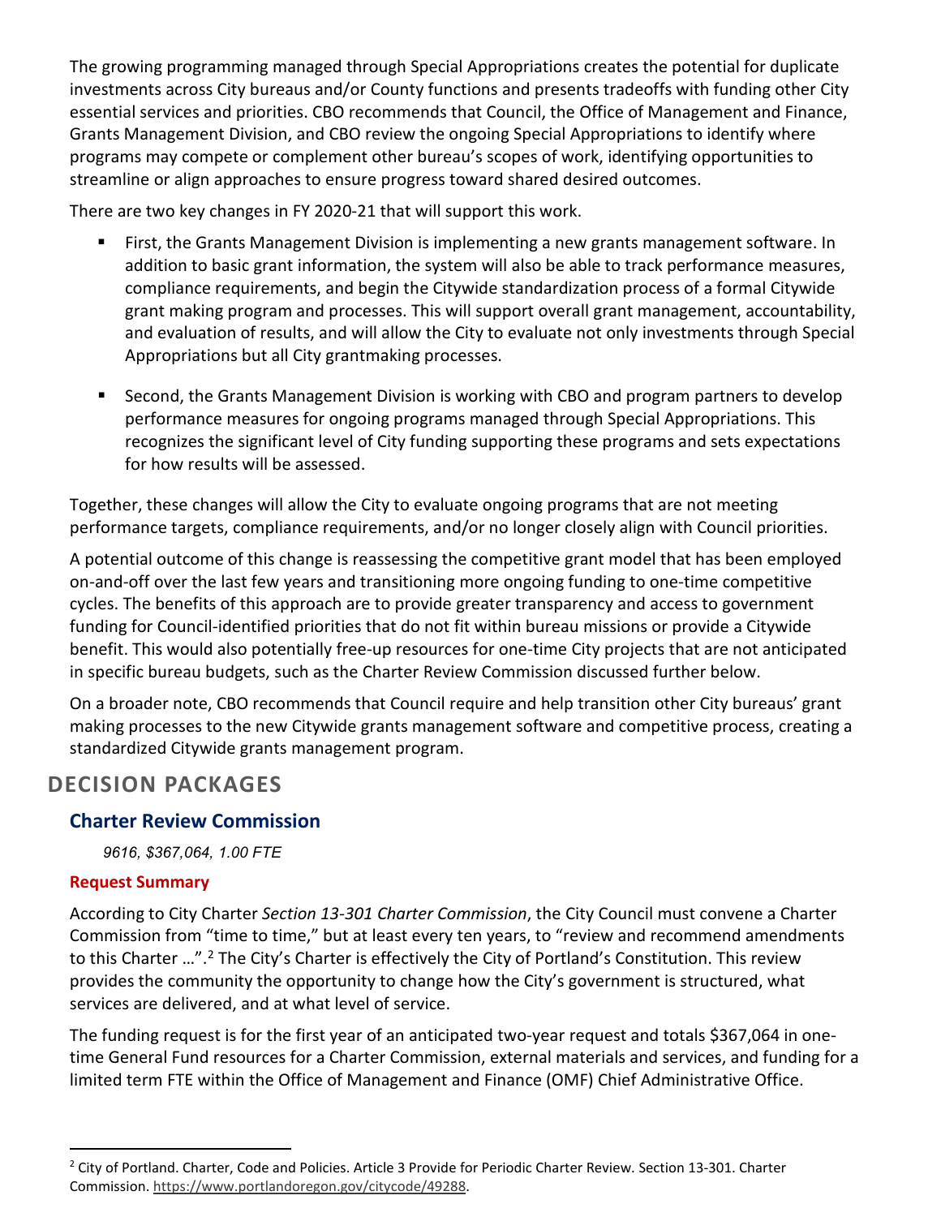The growing programming managed through Special Appropriations creates the potential for duplicate investments across City bureaus and/or County functions and presents tradeoffs with funding other City essential services and priorities. CBO recommends that Council, the Office of Management and Finance, Grants Management Division, and CBO review the ongoing Special Appropriations to identify where programs may compete or complement other bureau's scopes of work, identifying opportunities to streamline or align approaches to ensure progress toward shared desired outcomes.

There are two key changes in FY 2020-21 that will support this work.

- First, the Grants Management Division is implementing a new grants management software. In addition to basic grant information, the system will also be able to track performance measures, compliance requirements, and begin the Citywide standardization process of a formal Citywide grant making program and processes. This will support overall grant management, accountability, and evaluation of results, and will allow the City to evaluate not only investments through Special Appropriations but all City grantmaking processes.

- Second, the Grants Management Division is working with CBO and program partners to develop performance measures for ongoing programs managed through Special Appropriations. This recognizes the significant level of City funding supporting these programs and sets expectations for how results will be assessed.

Together, these changes will allow the City to evaluate ongoing programs that are not meeting performance targets, compliance requirements, and/or no longer closely align with Council priorities.

A potential outcome of this change is reassessing the competitive grant model that has been employed on-and-off over the last few years and transitioning more ongoing funding to one-time competitive cycles. The benefits of this approach are to provide greater transparency and access to government funding for Council-identified priorities that do not fit within bureau missions or provide a Citywide benefit. This would also potentially free-up resources for one-time City projects that are not anticipated in specific bureau budgets, such as the Charter Review Commission discussed further below.

On a broader note, CBO recommends that Council require and help transition other City bureaus' grant making processes to the new Citywide grants management software and competitive process, creating a standardized Citywide grants management program.

## DECISION PACKAGES

### Charter Review Commission

*9616, $367,064, 1.00 FTE*

#### Request Summary

According to City Charter *Section 13-301 Charter Commission*, the City Council must convene a Charter Commission from "time to time," but at least every ten years, to "review and recommend amendments to this Charter …".[2] The City's Charter is effectively the City of Portland's Constitution. This review provides the community the opportunity to change how the City's government is structured, what services are delivered, and at what level of service.

The funding request is for the first year of an anticipated two-year request and totals $367,064 in one-time General Fund resources for a Charter Commission, external materials and services, and funding for a limited term FTE within the Office of Management and Finance (OMF) Chief Administrative Office.

[2] City of Portland. Charter, Code and Policies. Article 3 Provide for Periodic Charter Review. Section 13-301. Charter Commission. https://www.portlandoregon.gov/citycode/49288.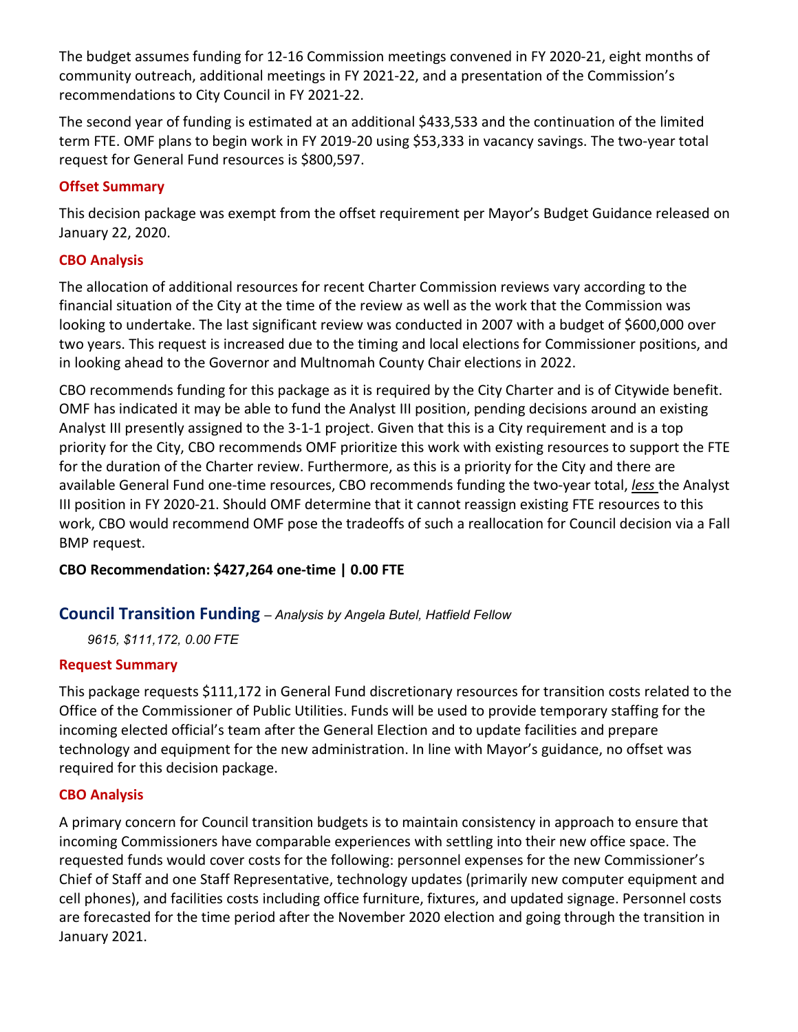The budget assumes funding for 12-16 Commission meetings convened in FY 2020-21, eight months of community outreach, additional meetings in FY 2021-22, and a presentation of the Commission's recommendations to City Council in FY 2021-22.

The second year of funding is estimated at an additional $433,533 and the continuation of the limited term FTE. OMF plans to begin work in FY 2019-20 using $53,333 in vacancy savings. The two-year total request for General Fund resources is $800,597.

### Offset Summary

This decision package was exempt from the offset requirement per Mayor's Budget Guidance released on January 22, 2020.

### CBO Analysis

The allocation of additional resources for recent Charter Commission reviews vary according to the financial situation of the City at the time of the review as well as the work that the Commission was looking to undertake. The last significant review was conducted in 2007 with a budget of $600,000 over two years. This request is increased due to the timing and local elections for Commissioner positions, and in looking ahead to the Governor and Multnomah County Chair elections in 2022.

CBO recommends funding for this package as it is required by the City Charter and is of Citywide benefit. OMF has indicated it may be able to fund the Analyst III position, pending decisions around an existing Analyst III presently assigned to the 3-1-1 project. Given that this is a City requirement and is a top priority for the City, CBO recommends OMF prioritize this work with existing resources to support the FTE for the duration of the Charter review. Furthermore, as this is a priority for the City and there are available General Fund one-time resources, CBO recommends funding the two-year total, *less* the Analyst III position in FY 2020-21. Should OMF determine that it cannot reassign existing FTE resources to this work, CBO would recommend OMF pose the tradeoffs of such a reallocation for Council decision via a Fall BMP request.

**CBO Recommendation: $427,264 one-time | 0.00 FTE**

## Council Transition Funding – *Analysis by Angela Butel, Hatfield Fellow*

*9615, $111,172, 0.00 FTE*

### Request Summary

This package requests $111,172 in General Fund discretionary resources for transition costs related to the Office of the Commissioner of Public Utilities. Funds will be used to provide temporary staffing for the incoming elected official's team after the General Election and to update facilities and prepare technology and equipment for the new administration. In line with Mayor's guidance, no offset was required for this decision package.

### CBO Analysis

A primary concern for Council transition budgets is to maintain consistency in approach to ensure that incoming Commissioners have comparable experiences with settling into their new office space. The requested funds would cover costs for the following: personnel expenses for the new Commissioner's Chief of Staff and one Staff Representative, technology updates (primarily new computer equipment and cell phones), and facilities costs including office furniture, fixtures, and updated signage. Personnel costs are forecasted for the time period after the November 2020 election and going through the transition in January 2021.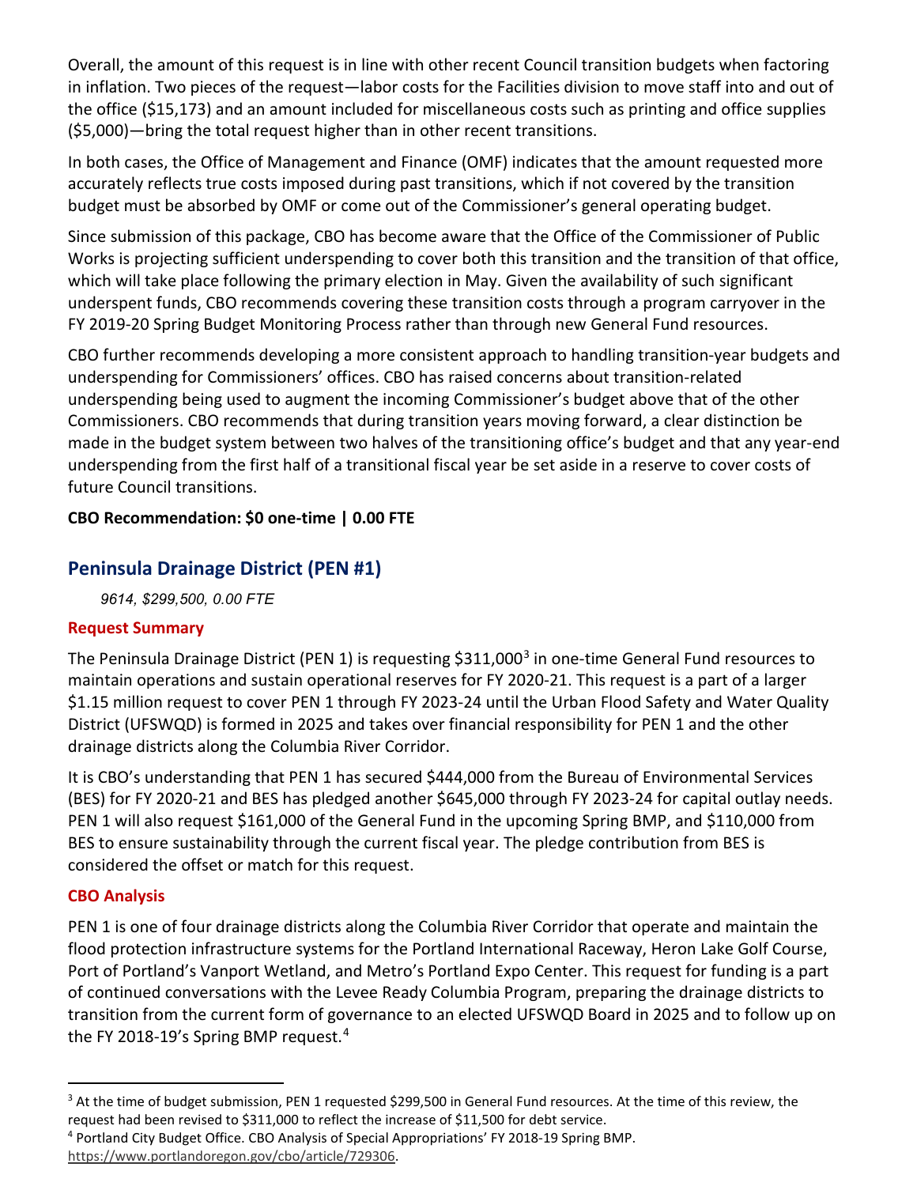Overall, the amount of this request is in line with other recent Council transition budgets when factoring in inflation. Two pieces of the request—labor costs for the Facilities division to move staff into and out of the office ($15,173) and an amount included for miscellaneous costs such as printing and office supplies ($5,000)—bring the total request higher than in other recent transitions.

In both cases, the Office of Management and Finance (OMF) indicates that the amount requested more accurately reflects true costs imposed during past transitions, which if not covered by the transition budget must be absorbed by OMF or come out of the Commissioner's general operating budget.

Since submission of this package, CBO has become aware that the Office of the Commissioner of Public Works is projecting sufficient underspending to cover both this transition and the transition of that office, which will take place following the primary election in May. Given the availability of such significant underspent funds, CBO recommends covering these transition costs through a program carryover in the FY 2019-20 Spring Budget Monitoring Process rather than through new General Fund resources.

CBO further recommends developing a more consistent approach to handling transition-year budgets and underspending for Commissioners' offices. CBO has raised concerns about transition-related underspending being used to augment the incoming Commissioner's budget above that of the other Commissioners. CBO recommends that during transition years moving forward, a clear distinction be made in the budget system between two halves of the transitioning office's budget and that any year-end underspending from the first half of a transitional fiscal year be set aside in a reserve to cover costs of future Council transitions.

**CBO Recommendation: $0 one-time | 0.00 FTE**

## Peninsula Drainage District (PEN #1)

*9614, $299,500, 0.00 FTE*

### Request Summary

The Peninsula Drainage District (PEN 1) is requesting $311,000[3] in one-time General Fund resources to maintain operations and sustain operational reserves for FY 2020-21. This request is a part of a larger $1.15 million request to cover PEN 1 through FY 2023-24 until the Urban Flood Safety and Water Quality District (UFSWQD) is formed in 2025 and takes over financial responsibility for PEN 1 and the other drainage districts along the Columbia River Corridor.

It is CBO's understanding that PEN 1 has secured $444,000 from the Bureau of Environmental Services (BES) for FY 2020-21 and BES has pledged another $645,000 through FY 2023-24 for capital outlay needs. PEN 1 will also request $161,000 of the General Fund in the upcoming Spring BMP, and $110,000 from BES to ensure sustainability through the current fiscal year. The pledge contribution from BES is considered the offset or match for this request.

### CBO Analysis

PEN 1 is one of four drainage districts along the Columbia River Corridor that operate and maintain the flood protection infrastructure systems for the Portland International Raceway, Heron Lake Golf Course, Port of Portland's Vanport Wetland, and Metro's Portland Expo Center. This request for funding is a part of continued conversations with the Levee Ready Columbia Program, preparing the drainage districts to transition from the current form of governance to an elected UFSWQD Board in 2025 and to follow up on the FY 2018-19's Spring BMP request.[4]

---

[3] At the time of budget submission, PEN 1 requested $299,500 in General Fund resources. At the time of this review, the request had been revised to $311,000 to reflect the increase of $11,500 for debt service.

[4] Portland City Budget Office. CBO Analysis of Special Appropriations' FY 2018-19 Spring BMP. https://www.portlandoregon.gov/cbo/article/729306.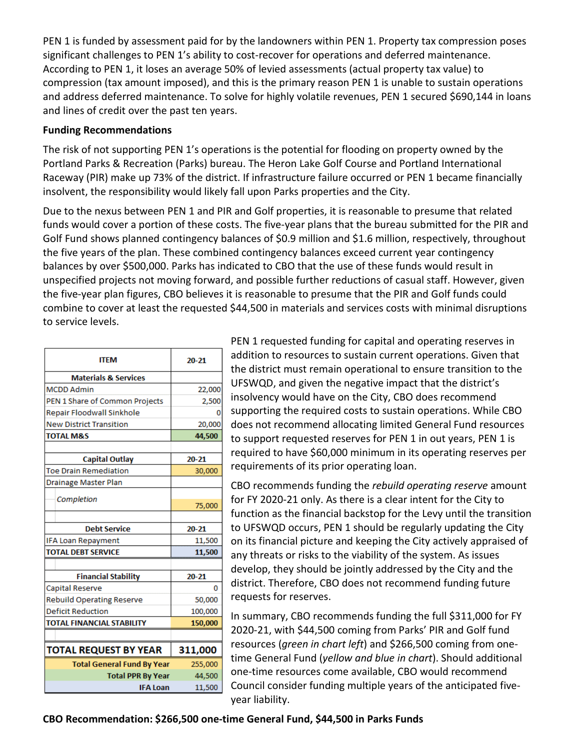PEN 1 is funded by assessment paid for by the landowners within PEN 1. Property tax compression poses significant challenges to PEN 1's ability to cost-recover for operations and deferred maintenance. According to PEN 1, it loses an average 50% of levied assessments (actual property tax value) to compression (tax amount imposed), and this is the primary reason PEN 1 is unable to sustain operations and address deferred maintenance. To solve for highly volatile revenues, PEN 1 secured $690,144 in loans and lines of credit over the past ten years.

**Funding Recommendations**

The risk of not supporting PEN 1's operations is the potential for flooding on property owned by the Portland Parks & Recreation (Parks) bureau. The Heron Lake Golf Course and Portland International Raceway (PIR) make up 73% of the district. If infrastructure failure occurred or PEN 1 became financially insolvent, the responsibility would likely fall upon Parks properties and the City.

Due to the nexus between PEN 1 and PIR and Golf properties, it is reasonable to presume that related funds would cover a portion of these costs. The five-year plans that the bureau submitted for the PIR and Golf Fund shows planned contingency balances of $0.9 million and $1.6 million, respectively, throughout the five years of the plan. These combined contingency balances exceed current year contingency balances by over $500,000. Parks has indicated to CBO that the use of these funds would result in unspecified projects not moving forward, and possible further reductions of casual staff. However, given the five-year plan figures, CBO believes it is reasonable to presume that the PIR and Golf funds could combine to cover at least the requested $44,500 in materials and services costs with minimal disruptions to service levels.

| ITEM | 20-21 |
|---|---|
| **Materials & Services** | |
| MCDD Admin | 22,000 |
| PEN 1 Share of Common Projects | 2,500 |
| Repair Floodwall Sinkhole | 0 |
| New District Transition | 20,000 |
| **TOTAL M&S** | **44,500** |
| | |
| **Capital Outlay** | **20-21** |
| Toe Drain Remediation | 30,000 |
| Drainage Master Plan | |
| *Completion* | 75,000 |
| | |
| **Debt Service** | **20-21** |
| IFA Loan Repayment | 11,500 |
| **TOTAL DEBT SERVICE** | **11,500** |
| | |
| **Financial Stability** | **20-21** |
| Capital Reserve | 0 |
| Rebuild Operating Reserve | 50,000 |
| Deficit Reduction | 100,000 |
| **TOTAL FINANCIAL STABILITY** | **150,000** |
| | |
| **TOTAL REQUEST BY YEAR** | **311,000** |
| **Total General Fund By Year** | 255,000 |
| **Total PPR By Year** | 44,500 |
| **IFA Loan** | 11,500 |

PEN 1 requested funding for capital and operating reserves in addition to resources to sustain current operations. Given that the district must remain operational to ensure transition to the UFSWQD, and given the negative impact that the district's insolvency would have on the City, CBO does recommend supporting the required costs to sustain operations. While CBO does not recommend allocating limited General Fund resources to support requested reserves for PEN 1 in out years, PEN 1 is required to have $60,000 minimum in its operating reserves per requirements of its prior operating loan.

CBO recommends funding the *rebuild operating reserve* amount for FY 2020-21 only. As there is a clear intent for the City to function as the financial backstop for the Levy until the transition to UFSWQD occurs, PEN 1 should be regularly updating the City on its financial picture and keeping the City actively appraised of any threats or risks to the viability of the system. As issues develop, they should be jointly addressed by the City and the district. Therefore, CBO does not recommend funding future requests for reserves.

In summary, CBO recommends funding the full $311,000 for FY 2020-21, with $44,500 coming from Parks' PIR and Golf fund resources (*green in chart left*) and $266,500 coming from one-time General Fund (*yellow and blue in chart*). Should additional one-time resources come available, CBO would recommend Council consider funding multiple years of the anticipated five-year liability.

**CBO Recommendation: $266,500 one-time General Fund, $44,500 in Parks Funds**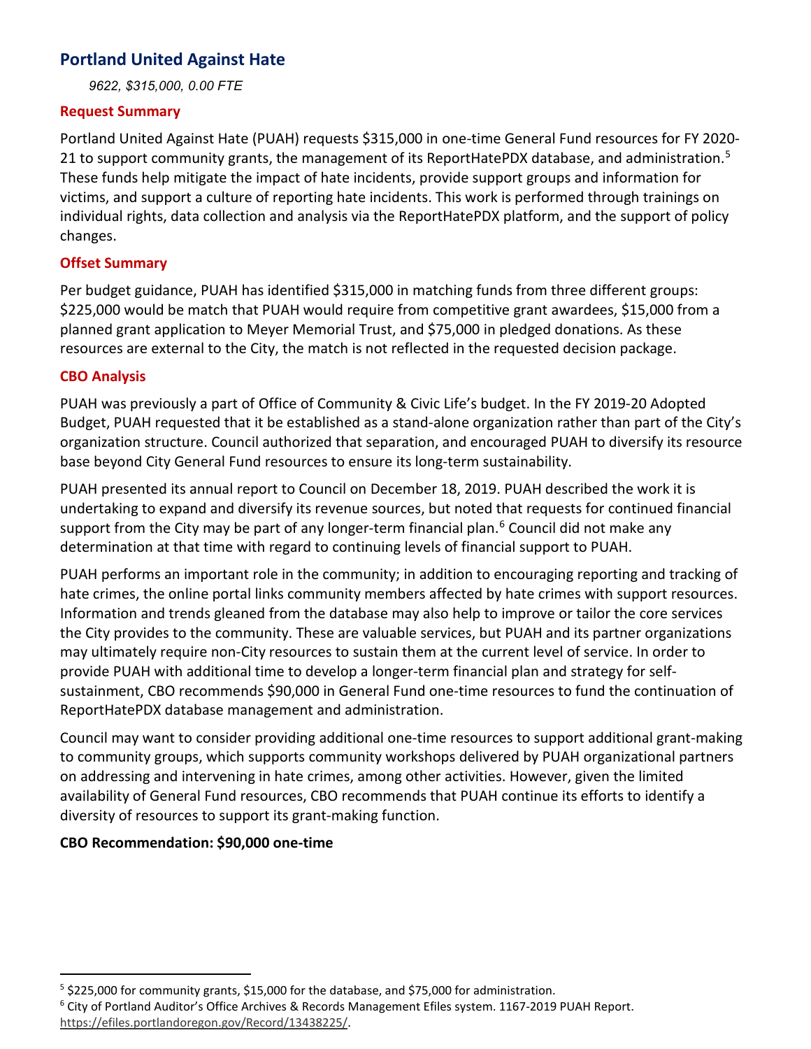## Portland United Against Hate

*9622, $315,000, 0.00 FTE*

### Request Summary

Portland United Against Hate (PUAH) requests $315,000 in one-time General Fund resources for FY 2020-21 to support community grants, the management of its ReportHatePDX database, and administration.[5] These funds help mitigate the impact of hate incidents, provide support groups and information for victims, and support a culture of reporting hate incidents. This work is performed through trainings on individual rights, data collection and analysis via the ReportHatePDX platform, and the support of policy changes.

### Offset Summary

Per budget guidance, PUAH has identified $315,000 in matching funds from three different groups: $225,000 would be match that PUAH would require from competitive grant awardees, $15,000 from a planned grant application to Meyer Memorial Trust, and $75,000 in pledged donations. As these resources are external to the City, the match is not reflected in the requested decision package.

### CBO Analysis

PUAH was previously a part of Office of Community & Civic Life's budget. In the FY 2019-20 Adopted Budget, PUAH requested that it be established as a stand-alone organization rather than part of the City's organization structure. Council authorized that separation, and encouraged PUAH to diversify its resource base beyond City General Fund resources to ensure its long-term sustainability.

PUAH presented its annual report to Council on December 18, 2019. PUAH described the work it is undertaking to expand and diversify its revenue sources, but noted that requests for continued financial support from the City may be part of any longer-term financial plan.[6] Council did not make any determination at that time with regard to continuing levels of financial support to PUAH.

PUAH performs an important role in the community; in addition to encouraging reporting and tracking of hate crimes, the online portal links community members affected by hate crimes with support resources. Information and trends gleaned from the database may also help to improve or tailor the core services the City provides to the community. These are valuable services, but PUAH and its partner organizations may ultimately require non-City resources to sustain them at the current level of service. In order to provide PUAH with additional time to develop a longer-term financial plan and strategy for self-sustainment, CBO recommends $90,000 in General Fund one-time resources to fund the continuation of ReportHatePDX database management and administration.

Council may want to consider providing additional one-time resources to support additional grant-making to community groups, which supports community workshops delivered by PUAH organizational partners on addressing and intervening in hate crimes, among other activities. However, given the limited availability of General Fund resources, CBO recommends that PUAH continue its efforts to identify a diversity of resources to support its grant-making function.

**CBO Recommendation: $90,000 one-time**

---

[5] $225,000 for community grants, $15,000 for the database, and $75,000 for administration.

[6] City of Portland Auditor's Office Archives & Records Management Efiles system. 1167-2019 PUAH Report. https://efiles.portlandoregon.gov/Record/13438225/.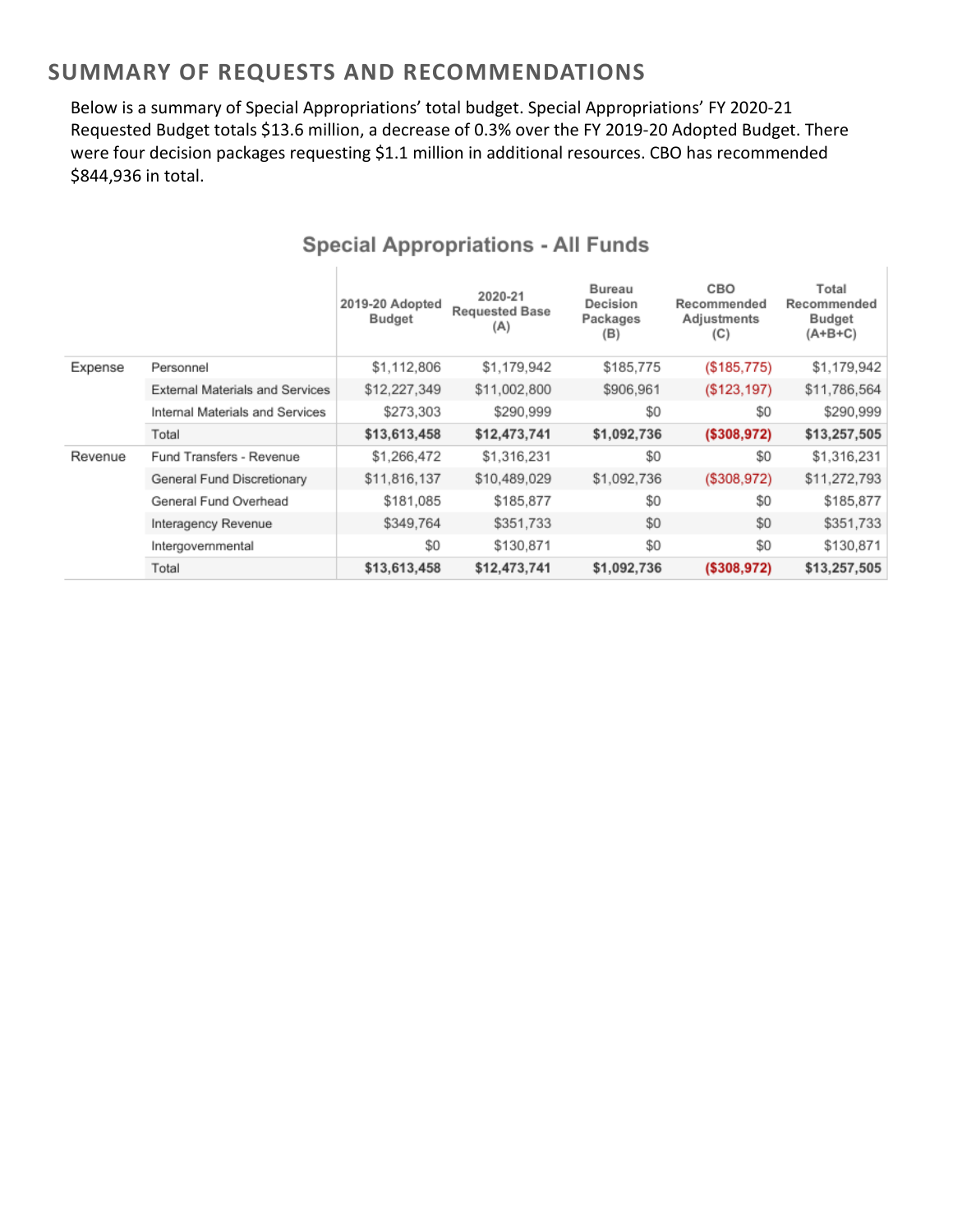## SUMMARY OF REQUESTS AND RECOMMENDATIONS

Below is a summary of Special Appropriations' total budget. Special Appropriations' FY 2020-21 Requested Budget totals $13.6 million, a decrease of 0.3% over the FY 2019-20 Adopted Budget. There were four decision packages requesting $1.1 million in additional resources. CBO has recommended $844,936 in total.

### Special Appropriations - All Funds

| | | 2019-20 Adopted Budget | 2020-21 Requested Base (A) | Bureau Decision Packages (B) | CBO Recommended Adjustments (C) | Total Recommended Budget (A+B+C) |
|---|---|---|---|---|---|---|
| Expense | Personnel | $1,112,806 | $1,179,942 | $185,775 | ($185,775) | $1,179,942 |
| | External Materials and Services | $12,227,349 | $11,002,800 | $906,961 | ($123,197) | $11,786,564 |
| | Internal Materials and Services | $273,303 | $290,999 | $0 | $0 | $290,999 |
| | Total | **$13,613,458** | **$12,473,741** | **$1,092,736** | **($308,972)** | **$13,257,505** |
| Revenue | Fund Transfers - Revenue | $1,266,472 | $1,316,231 | $0 | $0 | $1,316,231 |
| | General Fund Discretionary | $11,816,137 | $10,489,029 | $1,092,736 | ($308,972) | $11,272,793 |
| | General Fund Overhead | $181,085 | $185,877 | $0 | $0 | $185,877 |
| | Interagency Revenue | $349,764 | $351,733 | $0 | $0 | $351,733 |
| | Intergovernmental | $0 | $130,871 | $0 | $0 | $130,871 |
| | Total | **$13,613,458** | **$12,473,741** | **$1,092,736** | **($308,972)** | **$13,257,505** |